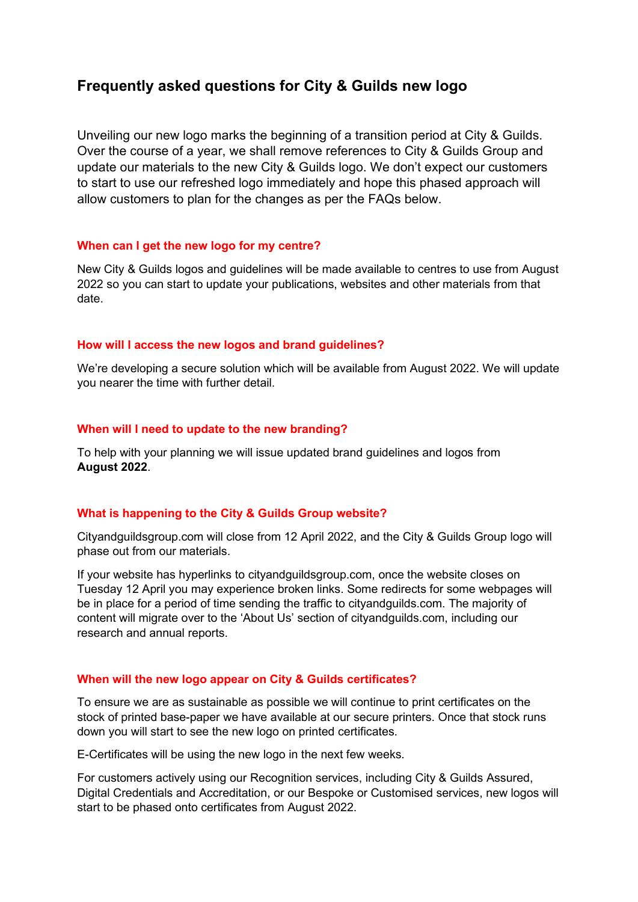# Frequently asked questions for City & Guilds new logo

Unveiling our new logo marks the beginning of a transition period at City & Guilds. Over the course of a year, we shall remove references to City & Guilds Group and update our materials to the new City & Guilds logo. We don't expect our customers to start to use our refreshed logo immediately and hope this phased approach will allow customers to plan for the changes as per the FAQs below.

## When can I get the new logo for my centre?

New City & Guilds logos and guidelines will be made available to centres to use from August 2022 so you can start to update your publications, websites and other materials from that date.

## How will I access the new logos and brand guidelines?

We're developing a secure solution which will be available from August 2022. We will update you nearer the time with further detail.

## When will I need to update to the new branding?

To help with your planning we will issue updated brand guidelines and logos from **August 2022**.

## What is happening to the City & Guilds Group website?

Cityandguildsgroup.com will close from 12 April 2022, and the City & Guilds Group logo will phase out from our materials.

If your website has hyperlinks to cityandguildsgroup.com, once the website closes on Tuesday 12 April you may experience broken links. Some redirects for some webpages will be in place for a period of time sending the traffic to cityandguilds.com. The majority of content will migrate over to the 'About Us' section of cityandguilds.com, including our research and annual reports.

## When will the new logo appear on City & Guilds certificates?

To ensure we are as sustainable as possible we will continue to print certificates on the stock of printed base-paper we have available at our secure printers. Once that stock runs down you will start to see the new logo on printed certificates.

E-Certificates will be using the new logo in the next few weeks.

For customers actively using our Recognition services, including City & Guilds Assured, Digital Credentials and Accreditation, or our Bespoke or Customised services, new logos will start to be phased onto certificates from August 2022.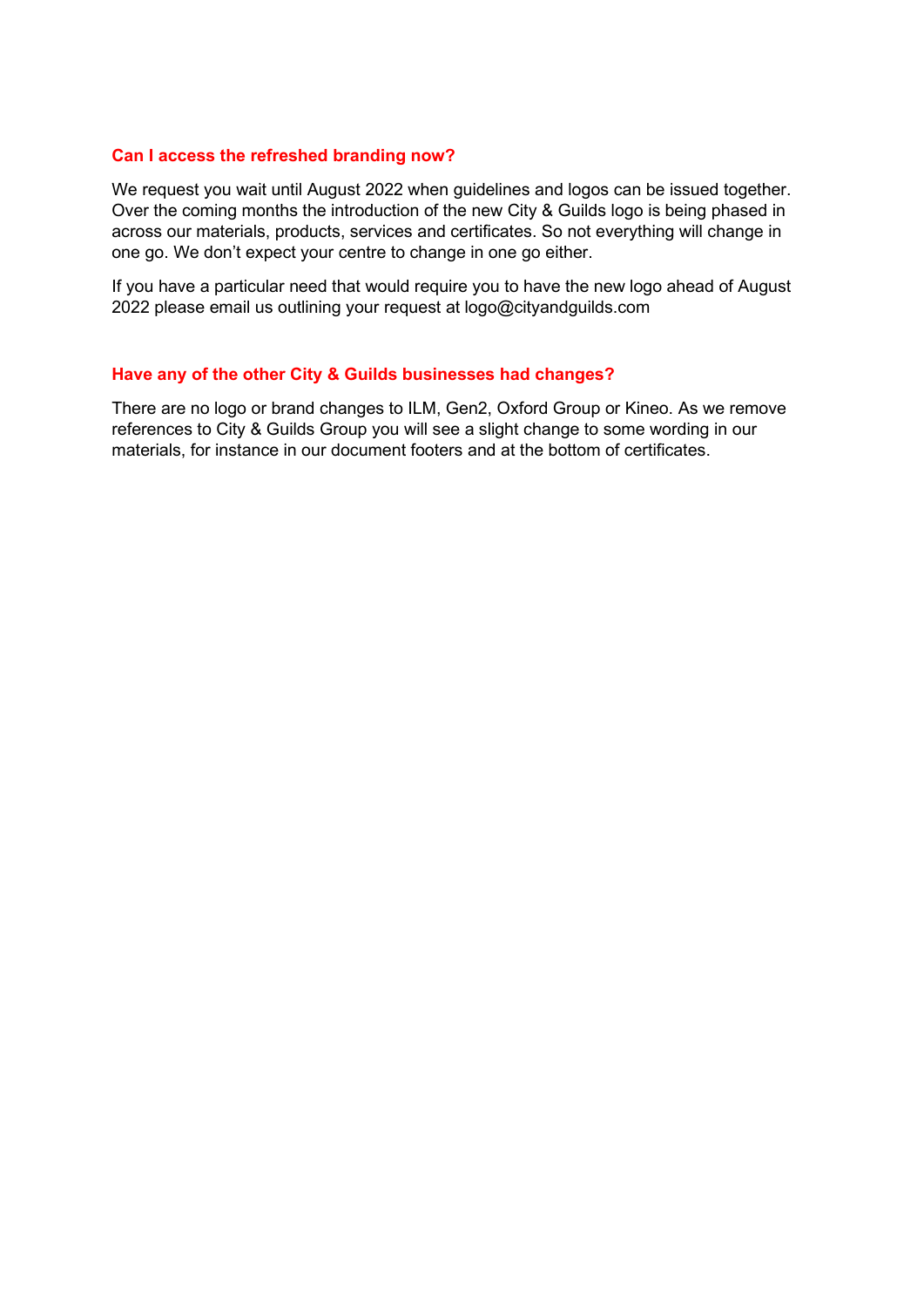### Can I access the refreshed branding now?

We request you wait until August 2022 when guidelines and logos can be issued together. Over the coming months the introduction of the new City & Guilds logo is being phased in across our materials, products, services and certificates. So not everything will change in one go. We don't expect your centre to change in one go either.

If you have a particular need that would require you to have the new logo ahead of August 2022 please email us outlining your request at logo@cityandguilds.com

### Have any of the other City & Guilds businesses had changes?

There are no logo or brand changes to ILM, Gen2, Oxford Group or Kineo. As we remove references to City & Guilds Group you will see a slight change to some wording in our materials, for instance in our document footers and at the bottom of certificates.